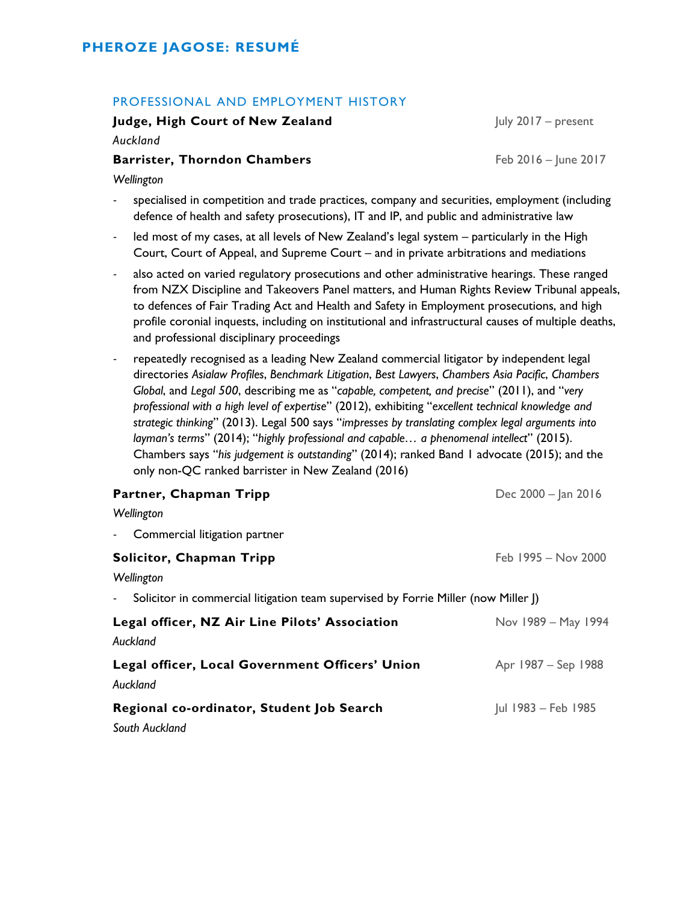# PHEROZE JAGOSE: RESUMÉ

## PROFESSIONAL AND EMPLOYMENT HISTORY

**Judge, High Court of New Zealand** — July 2017 – present

*Auckland*

**Barrister, Thorndon Chambers** — Feb 2016 – June 2017

*Wellington*

- specialised in competition and trade practices, company and securities, employment (including defence of health and safety prosecutions), IT and IP, and public and administrative law
- led most of my cases, at all levels of New Zealand's legal system – particularly in the High Court, Court of Appeal, and Supreme Court – and in private arbitrations and mediations
- also acted on varied regulatory prosecutions and other administrative hearings. These ranged from NZX Discipline and Takeovers Panel matters, and Human Rights Review Tribunal appeals, to defences of Fair Trading Act and Health and Safety in Employment prosecutions, and high profile coronial inquests, including on institutional and infrastructural causes of multiple deaths, and professional disciplinary proceedings
- repeatedly recognised as a leading New Zealand commercial litigator by independent legal directories *Asialaw Profiles*, *Benchmark Litigation*, *Best Lawyers*, *Chambers Asia Pacific*, *Chambers Global*, and *Legal 500*, describing me as "*capable, competent, and precise*" (2011), and "*very professional with a high level of expertise*" (2012), exhibiting "*excellent technical knowledge and strategic thinking*" (2013). Legal 500 says "*impresses by translating complex legal arguments into layman's terms*" (2014); "*highly professional and capable… a phenomenal intellect*" (2015). Chambers says "*his judgement is outstanding*" (2014); ranked Band 1 advocate (2015); and the only non-QC ranked barrister in New Zealand (2016)

**Partner, Chapman Tripp** — Dec 2000 – Jan 2016

*Wellington*

- Commercial litigation partner

**Solicitor, Chapman Tripp** — Feb 1995 – Nov 2000

*Wellington*

- Solicitor in commercial litigation team supervised by Forrie Miller (now Miller J)

**Legal officer, NZ Air Line Pilots' Association** — Nov 1989 – May 1994

*Auckland*

**Legal officer, Local Government Officers' Union** — Apr 1987 – Sep 1988

*Auckland*

**Regional co-ordinator, Student Job Search** — Jul 1983 – Feb 1985

*South Auckland*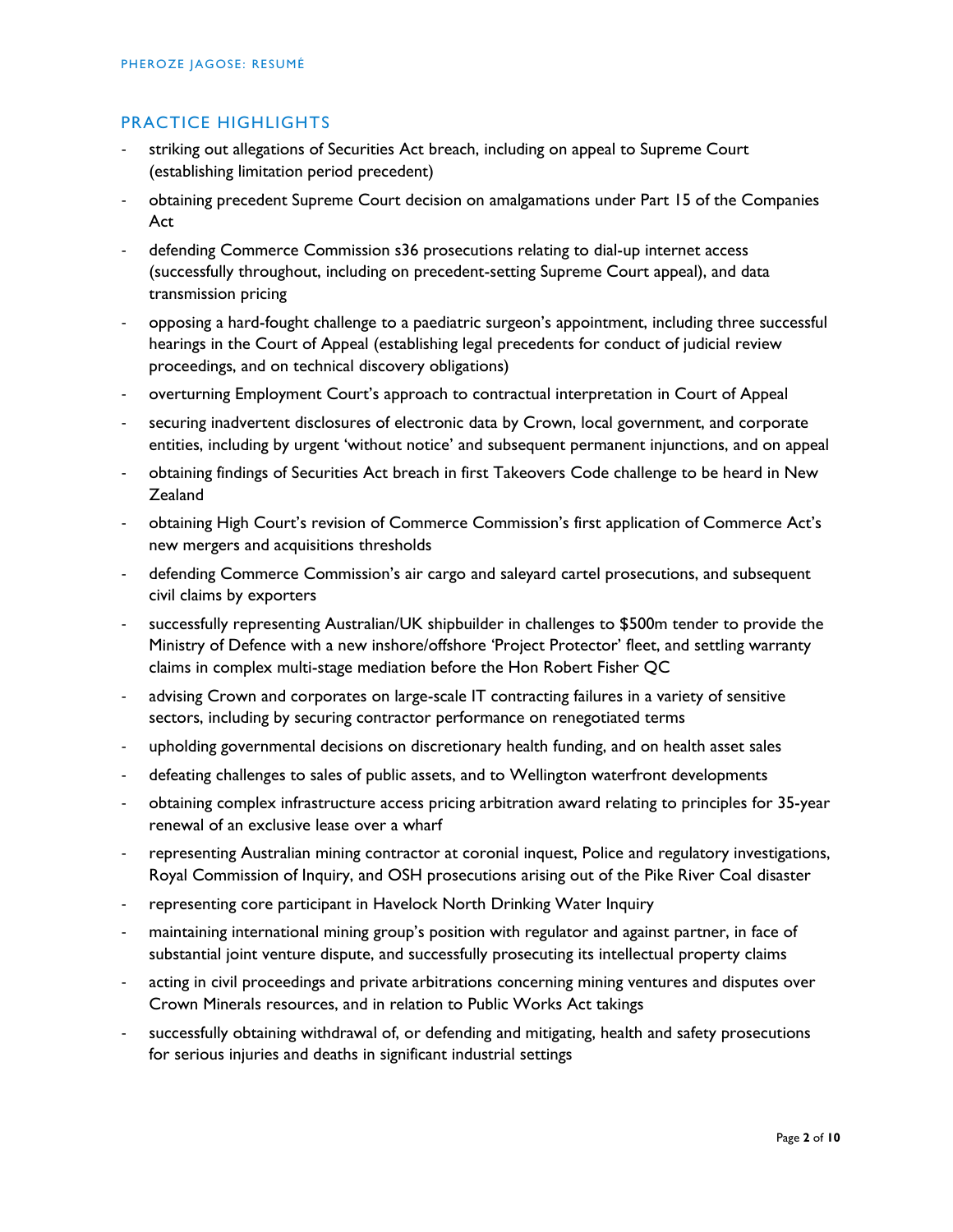## PRACTICE HIGHLIGHTS

- striking out allegations of Securities Act breach, including on appeal to Supreme Court (establishing limitation period precedent)
- obtaining precedent Supreme Court decision on amalgamations under Part 15 of the Companies Act
- defending Commerce Commission s36 prosecutions relating to dial-up internet access (successfully throughout, including on precedent-setting Supreme Court appeal), and data transmission pricing
- opposing a hard-fought challenge to a paediatric surgeon's appointment, including three successful hearings in the Court of Appeal (establishing legal precedents for conduct of judicial review proceedings, and on technical discovery obligations)
- overturning Employment Court's approach to contractual interpretation in Court of Appeal
- securing inadvertent disclosures of electronic data by Crown, local government, and corporate entities, including by urgent 'without notice' and subsequent permanent injunctions, and on appeal
- obtaining findings of Securities Act breach in first Takeovers Code challenge to be heard in New Zealand
- obtaining High Court's revision of Commerce Commission's first application of Commerce Act's new mergers and acquisitions thresholds
- defending Commerce Commission's air cargo and saleyard cartel prosecutions, and subsequent civil claims by exporters
- successfully representing Australian/UK shipbuilder in challenges to $500m tender to provide the Ministry of Defence with a new inshore/offshore 'Project Protector' fleet, and settling warranty claims in complex multi-stage mediation before the Hon Robert Fisher QC
- advising Crown and corporates on large-scale IT contracting failures in a variety of sensitive sectors, including by securing contractor performance on renegotiated terms
- upholding governmental decisions on discretionary health funding, and on health asset sales
- defeating challenges to sales of public assets, and to Wellington waterfront developments
- obtaining complex infrastructure access pricing arbitration award relating to principles for 35-year renewal of an exclusive lease over a wharf
- representing Australian mining contractor at coronial inquest, Police and regulatory investigations, Royal Commission of Inquiry, and OSH prosecutions arising out of the Pike River Coal disaster
- representing core participant in Havelock North Drinking Water Inquiry
- maintaining international mining group's position with regulator and against partner, in face of substantial joint venture dispute, and successfully prosecuting its intellectual property claims
- acting in civil proceedings and private arbitrations concerning mining ventures and disputes over Crown Minerals resources, and in relation to Public Works Act takings
- successfully obtaining withdrawal of, or defending and mitigating, health and safety prosecutions for serious injuries and deaths in significant industrial settings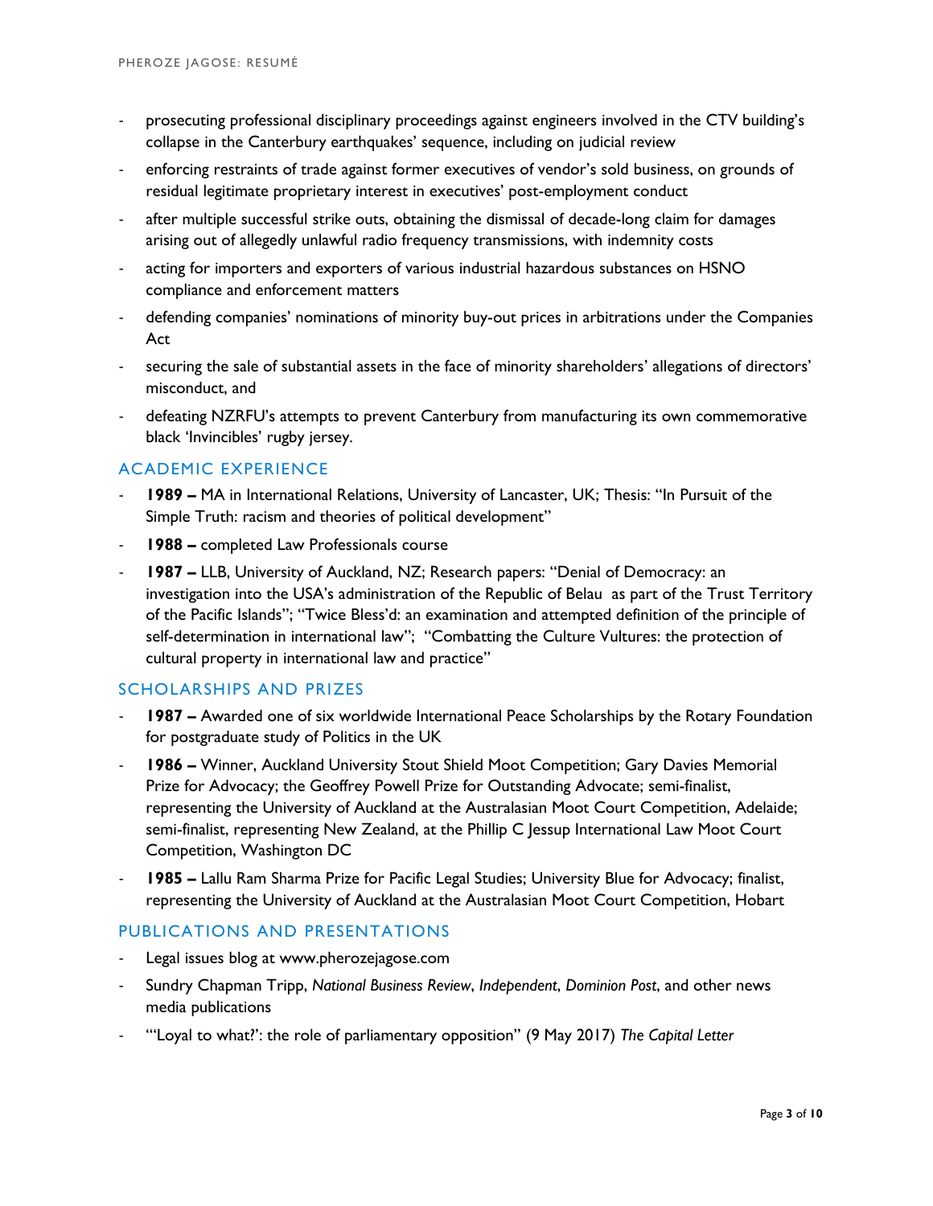- prosecuting professional disciplinary proceedings against engineers involved in the CTV building's collapse in the Canterbury earthquakes' sequence, including on judicial review
- enforcing restraints of trade against former executives of vendor's sold business, on grounds of residual legitimate proprietary interest in executives' post-employment conduct
- after multiple successful strike outs, obtaining the dismissal of decade-long claim for damages arising out of allegedly unlawful radio frequency transmissions, with indemnity costs
- acting for importers and exporters of various industrial hazardous substances on HSNO compliance and enforcement matters
- defending companies' nominations of minority buy-out prices in arbitrations under the Companies Act
- securing the sale of substantial assets in the face of minority shareholders' allegations of directors' misconduct, and
- defeating NZRFU's attempts to prevent Canterbury from manufacturing its own commemorative black 'Invincibles' rugby jersey.

## ACADEMIC EXPERIENCE

- **1989 –** MA in International Relations, University of Lancaster, UK; Thesis: "In Pursuit of the Simple Truth: racism and theories of political development"
- **1988 –** completed Law Professionals course
- **1987 –** LLB, University of Auckland, NZ; Research papers: "Denial of Democracy: an investigation into the USA's administration of the Republic of Belau as part of the Trust Territory of the Pacific Islands"; "Twice Bless'd: an examination and attempted definition of the principle of self-determination in international law"; "Combatting the Culture Vultures: the protection of cultural property in international law and practice"

## SCHOLARSHIPS AND PRIZES

- **1987 –** Awarded one of six worldwide International Peace Scholarships by the Rotary Foundation for postgraduate study of Politics in the UK
- **1986 –** Winner, Auckland University Stout Shield Moot Competition; Gary Davies Memorial Prize for Advocacy; the Geoffrey Powell Prize for Outstanding Advocate; semi-finalist, representing the University of Auckland at the Australasian Moot Court Competition, Adelaide; semi-finalist, representing New Zealand, at the Phillip C Jessup International Law Moot Court Competition, Washington DC
- **1985 –** Lallu Ram Sharma Prize for Pacific Legal Studies; University Blue for Advocacy; finalist, representing the University of Auckland at the Australasian Moot Court Competition, Hobart

## PUBLICATIONS AND PRESENTATIONS

- Legal issues blog at www.pherozejagose.com
- Sundry Chapman Tripp, *National Business Review*, *Independent*, *Dominion Post*, and other news media publications
- "'Loyal to what?': the role of parliamentary opposition" (9 May 2017) *The Capital Letter*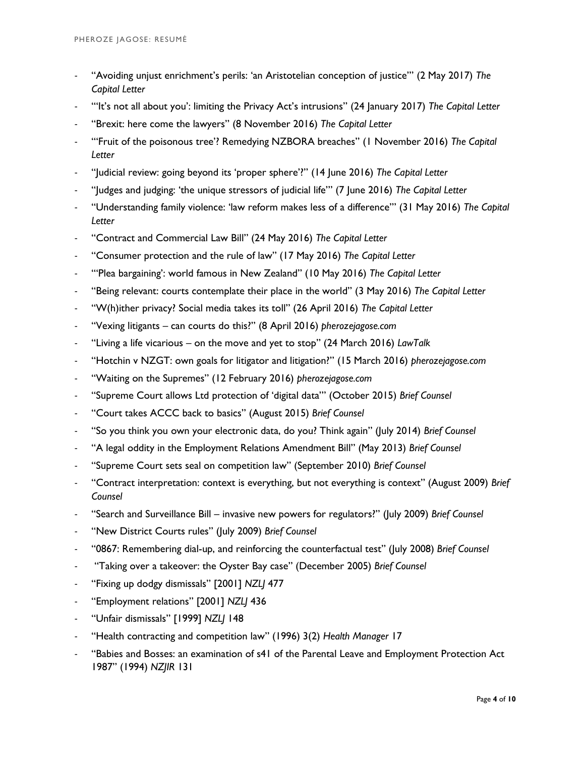- "Avoiding unjust enrichment's perils: 'an Aristotelian conception of justice'" (2 May 2017) *The Capital Letter*
- "'It's not all about you': limiting the Privacy Act's intrusions" (24 January 2017) *The Capital Letter*
- "Brexit: here come the lawyers" (8 November 2016) *The Capital Letter*
- "'Fruit of the poisonous tree'? Remedying NZBORA breaches" (1 November 2016) *The Capital Letter*
- "Judicial review: going beyond its 'proper sphere'?" (14 June 2016) *The Capital Letter*
- "Judges and judging: 'the unique stressors of judicial life'" (7 June 2016) *The Capital Letter*
- "Understanding family violence: 'law reform makes less of a difference'" (31 May 2016) *The Capital Letter*
- "Contract and Commercial Law Bill" (24 May 2016) *The Capital Letter*
- "Consumer protection and the rule of law" (17 May 2016) *The Capital Letter*
- "'Plea bargaining': world famous in New Zealand" (10 May 2016) *The Capital Letter*
- "Being relevant: courts contemplate their place in the world" (3 May 2016) *The Capital Letter*
- "W(h)ither privacy? Social media takes its toll" (26 April 2016) *The Capital Letter*
- "Vexing litigants – can courts do this?" (8 April 2016) *pherozejagose.com*
- "Living a life vicarious – on the move and yet to stop" (24 March 2016) *LawTalk*
- "Hotchin v NZGT: own goals for litigator and litigation?" (15 March 2016) *pherozejagose.com*
- "Waiting on the Supremes" (12 February 2016) *pherozejagose.com*
- "Supreme Court allows Ltd protection of 'digital data'" (October 2015) *Brief Counsel*
- "Court takes ACCC back to basics" (August 2015) *Brief Counsel*
- "So you think you own your electronic data, do you? Think again" (July 2014) *Brief Counsel*
- "A legal oddity in the Employment Relations Amendment Bill" (May 2013) *Brief Counsel*
- "Supreme Court sets seal on competition law" (September 2010) *Brief Counsel*
- "Contract interpretation: context is everything, but not everything is context" (August 2009) *Brief Counsel*
- "Search and Surveillance Bill – invasive new powers for regulators?" (July 2009) *Brief Counsel*
- "New District Courts rules" (July 2009) *Brief Counsel*
- "0867: Remembering dial-up, and reinforcing the counterfactual test" (July 2008) *Brief Counsel*
- "Taking over a takeover: the Oyster Bay case" (December 2005) *Brief Counsel*
- "Fixing up dodgy dismissals" [2001] *NZLJ* 477
- "Employment relations" [2001] *NZLJ* 436
- "Unfair dismissals" [1999] *NZLJ* 148
- "Health contracting and competition law" (1996) 3(2) *Health Manager* 17
- "Babies and Bosses: an examination of s41 of the Parental Leave and Employment Protection Act 1987" (1994) *NZJIR* 131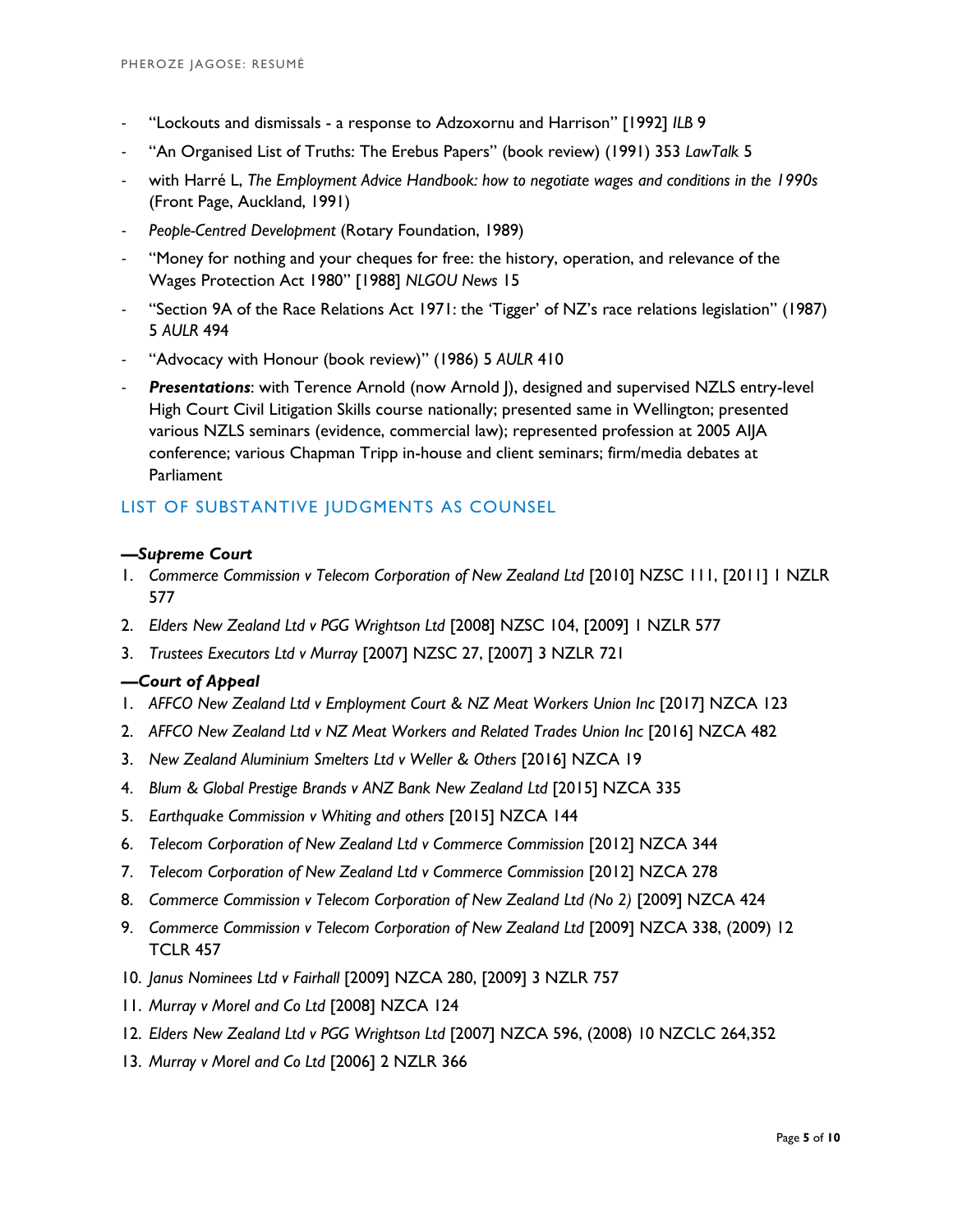- "Lockouts and dismissals - a response to Adzoxornu and Harrison" [1992] *ILB* 9
- "An Organised List of Truths: The Erebus Papers" (book review) (1991) 353 *LawTalk* 5
- with Harré L, *The Employment Advice Handbook: how to negotiate wages and conditions in the 1990s* (Front Page, Auckland, 1991)
- *People-Centred Development* (Rotary Foundation, 1989)
- "Money for nothing and your cheques for free: the history, operation, and relevance of the Wages Protection Act 1980" [1988] *NLGOU News* 15
- "Section 9A of the Race Relations Act 1971: the 'Tigger' of NZ's race relations legislation" (1987) 5 *AULR* 494
- "Advocacy with Honour (book review)" (1986) 5 *AULR* 410
- ***Presentations***: with Terence Arnold (now Arnold J), designed and supervised NZLS entry-level High Court Civil Litigation Skills course nationally; presented same in Wellington; presented various NZLS seminars (evidence, commercial law); represented profession at 2005 AIJA conference; various Chapman Tripp in-house and client seminars; firm/media debates at Parliament

## LIST OF SUBSTANTIVE JUDGMENTS AS COUNSEL

***—Supreme Court***

1. *Commerce Commission v Telecom Corporation of New Zealand Ltd* [2010] NZSC 111, [2011] 1 NZLR 577
2. *Elders New Zealand Ltd v PGG Wrightson Ltd* [2008] NZSC 104, [2009] 1 NZLR 577
3. *Trustees Executors Ltd v Murray* [2007] NZSC 27, [2007] 3 NZLR 721

***—Court of Appeal***

1. *AFFCO New Zealand Ltd v Employment Court & NZ Meat Workers Union Inc* [2017] NZCA 123
2. *AFFCO New Zealand Ltd v NZ Meat Workers and Related Trades Union Inc* [2016] NZCA 482
3. *New Zealand Aluminium Smelters Ltd v Weller & Others* [2016] NZCA 19
4. *Blum & Global Prestige Brands v ANZ Bank New Zealand Ltd* [2015] NZCA 335
5. *Earthquake Commission v Whiting and others* [2015] NZCA 144
6. *Telecom Corporation of New Zealand Ltd v Commerce Commission* [2012] NZCA 344
7. *Telecom Corporation of New Zealand Ltd v Commerce Commission* [2012] NZCA 278
8. *Commerce Commission v Telecom Corporation of New Zealand Ltd (No 2)* [2009] NZCA 424
9. *Commerce Commission v Telecom Corporation of New Zealand Ltd* [2009] NZCA 338, (2009) 12 TCLR 457
10. *Janus Nominees Ltd v Fairhall* [2009] NZCA 280, [2009] 3 NZLR 757
11. *Murray v Morel and Co Ltd* [2008] NZCA 124
12. *Elders New Zealand Ltd v PGG Wrightson Ltd* [2007] NZCA 596, (2008) 10 NZCLC 264,352
13. *Murray v Morel and Co Ltd* [2006] 2 NZLR 366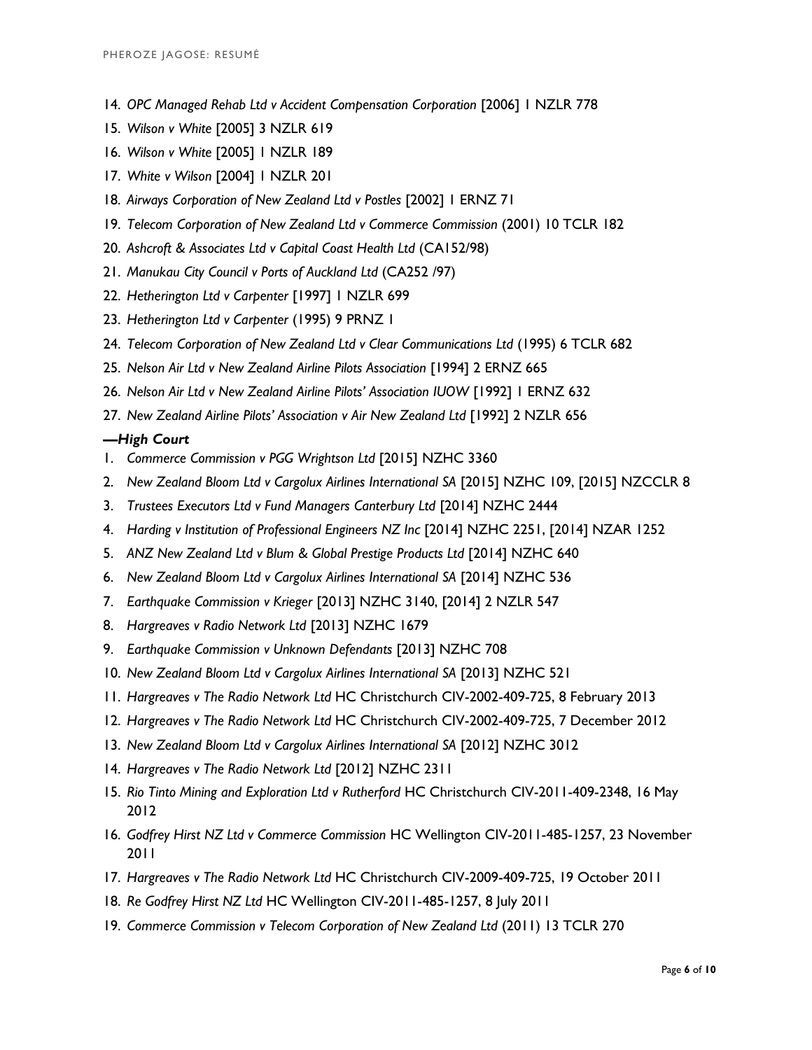14. *OPC Managed Rehab Ltd v Accident Compensation Corporation* [2006] 1 NZLR 778
15. *Wilson v White* [2005] 3 NZLR 619
16. *Wilson v White* [2005] 1 NZLR 189
17. *White v Wilson* [2004] 1 NZLR 201
18. *Airways Corporation of New Zealand Ltd v Postles* [2002] 1 ERNZ 71
19. *Telecom Corporation of New Zealand Ltd v Commerce Commission* (2001) 10 TCLR 182
20. *Ashcroft & Associates Ltd v Capital Coast Health Ltd* (CA152/98)
21. *Manukau City Council v Ports of Auckland Ltd* (CA252 /97)
22. *Hetherington Ltd v Carpenter* [1997] 1 NZLR 699
23. *Hetherington Ltd v Carpenter* (1995) 9 PRNZ 1
24. *Telecom Corporation of New Zealand Ltd v Clear Communications Ltd* (1995) 6 TCLR 682
25. *Nelson Air Ltd v New Zealand Airline Pilots Association* [1994] 2 ERNZ 665
26. *Nelson Air Ltd v New Zealand Airline Pilots' Association IUOW* [1992] 1 ERNZ 632
27. *New Zealand Airline Pilots' Association v Air New Zealand Ltd* [1992] 2 NZLR 656

***—High Court***

1. *Commerce Commission v PGG Wrightson Ltd* [2015] NZHC 3360
2. *New Zealand Bloom Ltd v Cargolux Airlines International SA* [2015] NZHC 109, [2015] NZCCLR 8
3. *Trustees Executors Ltd v Fund Managers Canterbury Ltd* [2014] NZHC 2444
4. *Harding v Institution of Professional Engineers NZ Inc* [2014] NZHC 2251, [2014] NZAR 1252
5. *ANZ New Zealand Ltd v Blum & Global Prestige Products Ltd* [2014] NZHC 640
6. *New Zealand Bloom Ltd v Cargolux Airlines International SA* [2014] NZHC 536
7. *Earthquake Commission v Krieger* [2013] NZHC 3140, [2014] 2 NZLR 547
8. *Hargreaves v Radio Network Ltd* [2013] NZHC 1679
9. *Earthquake Commission v Unknown Defendants* [2013] NZHC 708
10. *New Zealand Bloom Ltd v Cargolux Airlines International SA* [2013] NZHC 521
11. *Hargreaves v The Radio Network Ltd* HC Christchurch CIV-2002-409-725, 8 February 2013
12. *Hargreaves v The Radio Network Ltd* HC Christchurch CIV-2002-409-725, 7 December 2012
13. *New Zealand Bloom Ltd v Cargolux Airlines International SA* [2012] NZHC 3012
14. *Hargreaves v The Radio Network Ltd* [2012] NZHC 2311
15. *Rio Tinto Mining and Exploration Ltd v Rutherford* HC Christchurch CIV-2011-409-2348, 16 May 2012
16. *Godfrey Hirst NZ Ltd v Commerce Commission* HC Wellington CIV-2011-485-1257, 23 November 2011
17. *Hargreaves v The Radio Network Ltd* HC Christchurch CIV-2009-409-725, 19 October 2011
18. *Re Godfrey Hirst NZ Ltd* HC Wellington CIV-2011-485-1257, 8 July 2011
19. *Commerce Commission v Telecom Corporation of New Zealand Ltd* (2011) 13 TCLR 270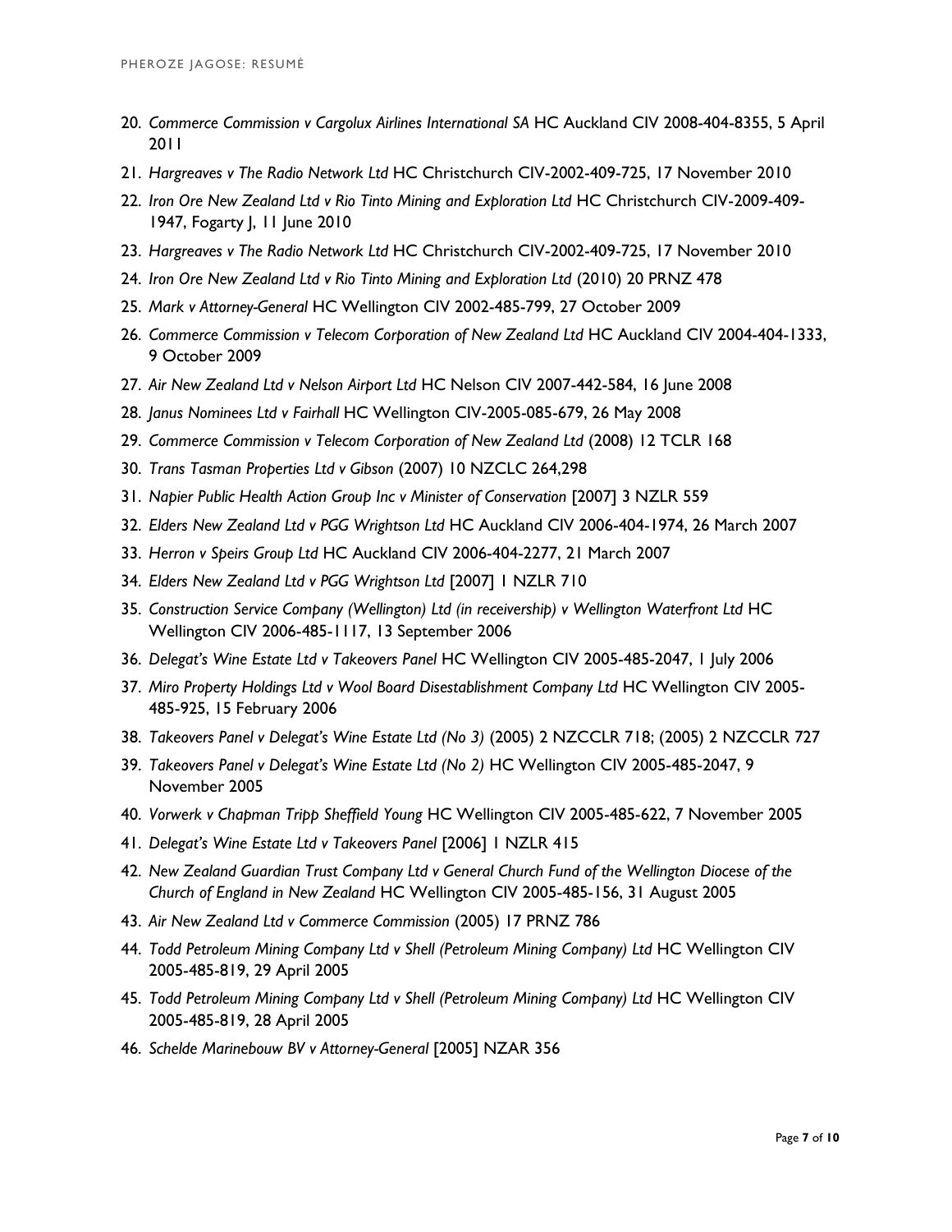20. *Commerce Commission v Cargolux Airlines International SA* HC Auckland CIV 2008-404-8355, 5 April 2011
21. *Hargreaves v The Radio Network Ltd* HC Christchurch CIV-2002-409-725, 17 November 2010
22. *Iron Ore New Zealand Ltd v Rio Tinto Mining and Exploration Ltd* HC Christchurch CIV-2009-409-1947, Fogarty J, 11 June 2010
23. *Hargreaves v The Radio Network Ltd* HC Christchurch CIV-2002-409-725, 17 November 2010
24. *Iron Ore New Zealand Ltd v Rio Tinto Mining and Exploration Ltd* (2010) 20 PRNZ 478
25. *Mark v Attorney-General* HC Wellington CIV 2002-485-799, 27 October 2009
26. *Commerce Commission v Telecom Corporation of New Zealand Ltd* HC Auckland CIV 2004-404-1333, 9 October 2009
27. *Air New Zealand Ltd v Nelson Airport Ltd* HC Nelson CIV 2007-442-584, 16 June 2008
28. *Janus Nominees Ltd v Fairhall* HC Wellington CIV-2005-085-679, 26 May 2008
29. *Commerce Commission v Telecom Corporation of New Zealand Ltd* (2008) 12 TCLR 168
30. *Trans Tasman Properties Ltd v Gibson* (2007) 10 NZCLC 264,298
31. *Napier Public Health Action Group Inc v Minister of Conservation* [2007] 3 NZLR 559
32. *Elders New Zealand Ltd v PGG Wrightson Ltd* HC Auckland CIV 2006-404-1974, 26 March 2007
33. *Herron v Speirs Group Ltd* HC Auckland CIV 2006-404-2277, 21 March 2007
34. *Elders New Zealand Ltd v PGG Wrightson Ltd* [2007] 1 NZLR 710
35. *Construction Service Company (Wellington) Ltd (in receivership) v Wellington Waterfront Ltd* HC Wellington CIV 2006-485-1117, 13 September 2006
36. *Delegat's Wine Estate Ltd v Takeovers Panel* HC Wellington CIV 2005-485-2047, 1 July 2006
37. *Miro Property Holdings Ltd v Wool Board Disestablishment Company Ltd* HC Wellington CIV 2005-485-925, 15 February 2006
38. *Takeovers Panel v Delegat's Wine Estate Ltd (No 3)* (2005) 2 NZCCLR 718; (2005) 2 NZCCLR 727
39. *Takeovers Panel v Delegat's Wine Estate Ltd (No 2)* HC Wellington CIV 2005-485-2047, 9 November 2005
40. *Vorwerk v Chapman Tripp Sheffield Young* HC Wellington CIV 2005-485-622, 7 November 2005
41. *Delegat's Wine Estate Ltd v Takeovers Panel* [2006] 1 NZLR 415
42. *New Zealand Guardian Trust Company Ltd v General Church Fund of the Wellington Diocese of the Church of England in New Zealand* HC Wellington CIV 2005-485-156, 31 August 2005
43. *Air New Zealand Ltd v Commerce Commission* (2005) 17 PRNZ 786
44. *Todd Petroleum Mining Company Ltd v Shell (Petroleum Mining Company) Ltd* HC Wellington CIV 2005-485-819, 29 April 2005
45. *Todd Petroleum Mining Company Ltd v Shell (Petroleum Mining Company) Ltd* HC Wellington CIV 2005-485-819, 28 April 2005
46. *Schelde Marinebouw BV v Attorney-General* [2005] NZAR 356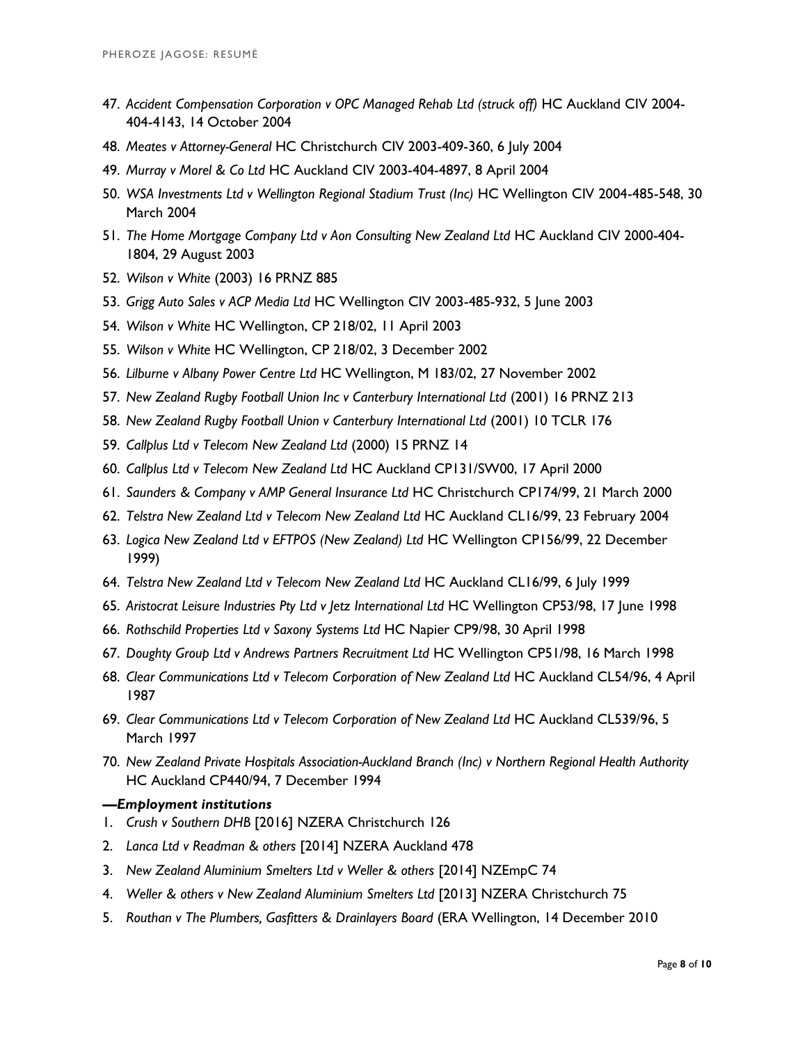47. *Accident Compensation Corporation v OPC Managed Rehab Ltd (struck off)* HC Auckland CIV 2004-404-4143, 14 October 2004
48. *Meates v Attorney-General* HC Christchurch CIV 2003-409-360, 6 July 2004
49. *Murray v Morel & Co Ltd* HC Auckland CIV 2003-404-4897, 8 April 2004
50. *WSA Investments Ltd v Wellington Regional Stadium Trust (Inc)* HC Wellington CIV 2004-485-548, 30 March 2004
51. *The Home Mortgage Company Ltd v Aon Consulting New Zealand Ltd* HC Auckland CIV 2000-404-1804, 29 August 2003
52. *Wilson v White* (2003) 16 PRNZ 885
53. *Grigg Auto Sales v ACP Media Ltd* HC Wellington CIV 2003-485-932, 5 June 2003
54. *Wilson v White* HC Wellington, CP 218/02, 11 April 2003
55. *Wilson v White* HC Wellington, CP 218/02, 3 December 2002
56. *Lilburne v Albany Power Centre Ltd* HC Wellington, M 183/02, 27 November 2002
57. *New Zealand Rugby Football Union Inc v Canterbury International Ltd* (2001) 16 PRNZ 213
58. *New Zealand Rugby Football Union v Canterbury International Ltd* (2001) 10 TCLR 176
59. *Callplus Ltd v Telecom New Zealand Ltd* (2000) 15 PRNZ 14
60. *Callplus Ltd v Telecom New Zealand Ltd* HC Auckland CP131/SW00, 17 April 2000
61. *Saunders & Company v AMP General Insurance Ltd* HC Christchurch CP174/99, 21 March 2000
62. *Telstra New Zealand Ltd v Telecom New Zealand Ltd* HC Auckland CL16/99, 23 February 2004
63. *Logica New Zealand Ltd v EFTPOS (New Zealand) Ltd* HC Wellington CP156/99, 22 December 1999)
64. *Telstra New Zealand Ltd v Telecom New Zealand Ltd* HC Auckland CL16/99, 6 July 1999
65. *Aristocrat Leisure Industries Pty Ltd v Jetz International Ltd* HC Wellington CP53/98, 17 June 1998
66. *Rothschild Properties Ltd v Saxony Systems Ltd* HC Napier CP9/98, 30 April 1998
67. *Doughty Group Ltd v Andrews Partners Recruitment Ltd* HC Wellington CP51/98, 16 March 1998
68. *Clear Communications Ltd v Telecom Corporation of New Zealand Ltd* HC Auckland CL54/96, 4 April 1987
69. *Clear Communications Ltd v Telecom Corporation of New Zealand Ltd* HC Auckland CL539/96, 5 March 1997
70. *New Zealand Private Hospitals Association-Auckland Branch (Inc) v Northern Regional Health Authority* HC Auckland CP440/94, 7 December 1994

***—Employment institutions***

1. *Crush v Southern DHB* [2016] NZERA Christchurch 126
2. *Lanca Ltd v Readman & others* [2014] NZERA Auckland 478
3. *New Zealand Aluminium Smelters Ltd v Weller & others* [2014] NZEmpC 74
4. *Weller & others v New Zealand Aluminium Smelters Ltd* [2013] NZERA Christchurch 75
5. *Routhan v The Plumbers, Gasfitters & Drainlayers Board* (ERA Wellington, 14 December 2010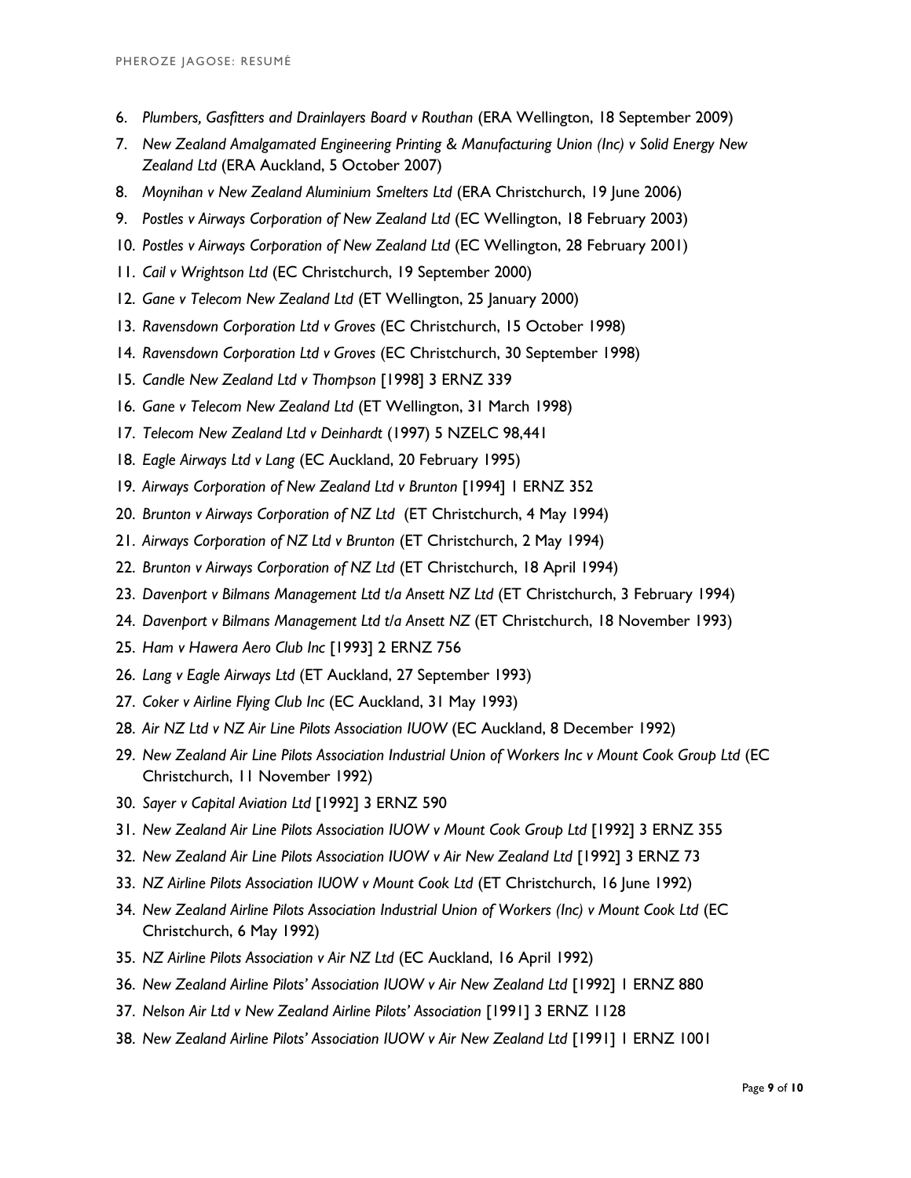6. *Plumbers, Gasfitters and Drainlayers Board v Routhan* (ERA Wellington, 18 September 2009)
7. *New Zealand Amalgamated Engineering Printing & Manufacturing Union (Inc) v Solid Energy New Zealand Ltd* (ERA Auckland, 5 October 2007)
8. *Moynihan v New Zealand Aluminium Smelters Ltd* (ERA Christchurch, 19 June 2006)
9. *Postles v Airways Corporation of New Zealand Ltd* (EC Wellington, 18 February 2003)
10. *Postles v Airways Corporation of New Zealand Ltd* (EC Wellington, 28 February 2001)
11. *Cail v Wrightson Ltd* (EC Christchurch, 19 September 2000)
12. *Gane v Telecom New Zealand Ltd* (ET Wellington, 25 January 2000)
13. *Ravensdown Corporation Ltd v Groves* (EC Christchurch, 15 October 1998)
14. *Ravensdown Corporation Ltd v Groves* (EC Christchurch, 30 September 1998)
15. *Candle New Zealand Ltd v Thompson* [1998] 3 ERNZ 339
16. *Gane v Telecom New Zealand Ltd* (ET Wellington, 31 March 1998)
17. *Telecom New Zealand Ltd v Deinhardt* (1997) 5 NZELC 98,441
18. *Eagle Airways Ltd v Lang* (EC Auckland, 20 February 1995)
19. *Airways Corporation of New Zealand Ltd v Brunton* [1994] 1 ERNZ 352
20. *Brunton v Airways Corporation of NZ Ltd* (ET Christchurch, 4 May 1994)
21. *Airways Corporation of NZ Ltd v Brunton* (ET Christchurch, 2 May 1994)
22. *Brunton v Airways Corporation of NZ Ltd* (ET Christchurch, 18 April 1994)
23. *Davenport v Bilmans Management Ltd t/a Ansett NZ Ltd* (ET Christchurch, 3 February 1994)
24. *Davenport v Bilmans Management Ltd t/a Ansett NZ* (ET Christchurch, 18 November 1993)
25. *Ham v Hawera Aero Club Inc* [1993] 2 ERNZ 756
26. *Lang v Eagle Airways Ltd* (ET Auckland, 27 September 1993)
27. *Coker v Airline Flying Club Inc* (EC Auckland, 31 May 1993)
28. *Air NZ Ltd v NZ Air Line Pilots Association IUOW* (EC Auckland, 8 December 1992)
29. *New Zealand Air Line Pilots Association Industrial Union of Workers Inc v Mount Cook Group Ltd* (EC Christchurch, 11 November 1992)
30. *Sayer v Capital Aviation Ltd* [1992] 3 ERNZ 590
31. *New Zealand Air Line Pilots Association IUOW v Mount Cook Group Ltd* [1992] 3 ERNZ 355
32. *New Zealand Air Line Pilots Association IUOW v Air New Zealand Ltd* [1992] 3 ERNZ 73
33. *NZ Airline Pilots Association IUOW v Mount Cook Ltd* (ET Christchurch, 16 June 1992)
34. *New Zealand Airline Pilots Association Industrial Union of Workers (Inc) v Mount Cook Ltd* (EC Christchurch, 6 May 1992)
35. *NZ Airline Pilots Association v Air NZ Ltd* (EC Auckland, 16 April 1992)
36. *New Zealand Airline Pilots' Association IUOW v Air New Zealand Ltd* [1992] 1 ERNZ 880
37. *Nelson Air Ltd v New Zealand Airline Pilots' Association* [1991] 3 ERNZ 1128
38. *New Zealand Airline Pilots' Association IUOW v Air New Zealand Ltd* [1991] 1 ERNZ 1001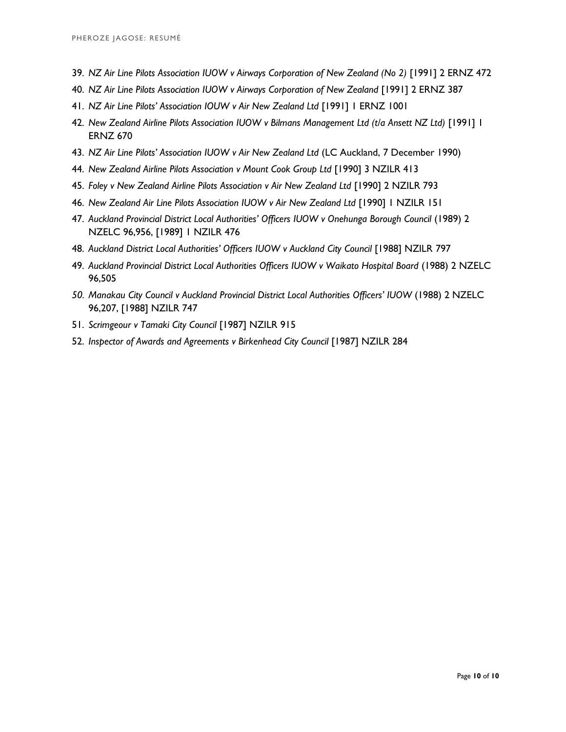39. *NZ Air Line Pilots Association IUOW v Airways Corporation of New Zealand (No 2)* [1991] 2 ERNZ 472
40. *NZ Air Line Pilots Association IUOW v Airways Corporation of New Zealand* [1991] 2 ERNZ 387
41. *NZ Air Line Pilots' Association IOUW v Air New Zealand Ltd* [1991] 1 ERNZ 1001
42. *New Zealand Airline Pilots Association IUOW v Bilmans Management Ltd (t/a Ansett NZ Ltd)* [1991] 1 ERNZ 670
43. *NZ Air Line Pilots' Association IUOW v Air New Zealand Ltd* (LC Auckland, 7 December 1990)
44. *New Zealand Airline Pilots Association v Mount Cook Group Ltd* [1990] 3 NZILR 413
45. *Foley v New Zealand Airline Pilots Association v Air New Zealand Ltd* [1990] 2 NZILR 793
46. *New Zealand Air Line Pilots Association IUOW v Air New Zealand Ltd* [1990] 1 NZILR 151
47. *Auckland Provincial District Local Authorities' Officers IUOW v Onehunga Borough Council* (1989) 2 NZELC 96,956, [1989] 1 NZILR 476
48. *Auckland District Local Authorities' Officers IUOW v Auckland City Council* [1988] NZILR 797
49. *Auckland Provincial District Local Authorities Officers IUOW v Waikato Hospital Board* (1988) 2 NZELC 96,505
50. *Manakau City Council v Auckland Provincial District Local Authorities Officers' IUOW* (1988) 2 NZELC 96,207, [1988] NZILR 747
51. *Scrimgeour v Tamaki City Council* [1987] NZILR 915
52. *Inspector of Awards and Agreements v Birkenhead City Council* [1987] NZILR 284